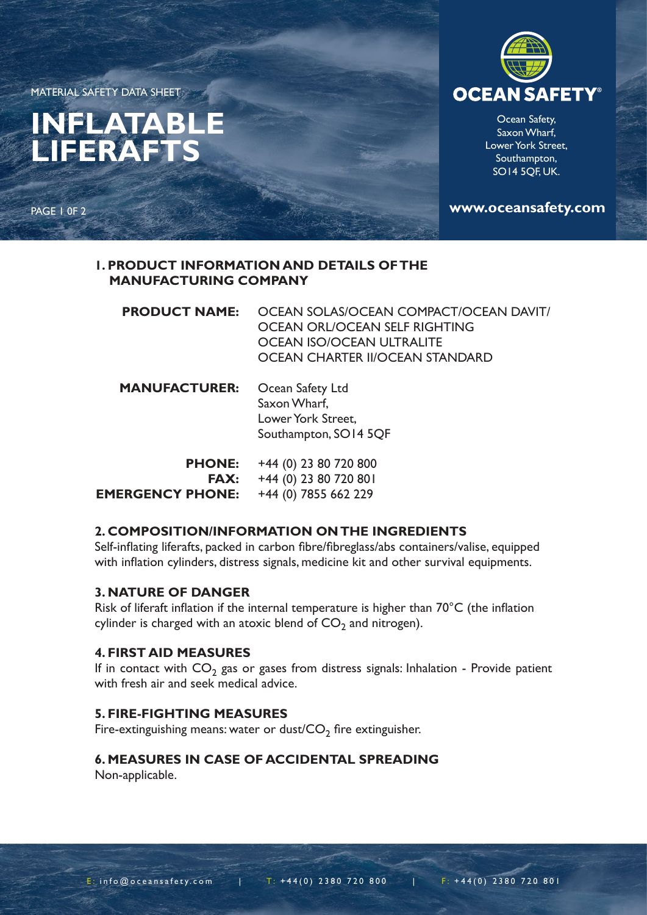MATERIAL SAFETY DATA SHEET

# INFLATABLE LIFERAFTS

**OCEAN SAFETY®**

Ocean Safety,
Saxon Wharf,
Lower York Street,
Southampton,
SO14 5QF, UK.

**www.oceansafety.com**

## 1. PRODUCT INFORMATION AND DETAILS OF THE MANUFACTURING COMPANY

**PRODUCT NAME:** OCEAN SOLAS/OCEAN COMPACT/OCEAN DAVIT/
OCEAN ORL/OCEAN SELF RIGHTING
OCEAN ISO/OCEAN ULTRALITE
OCEAN CHARTER II/OCEAN STANDARD

**MANUFACTURER:** Ocean Safety Ltd
Saxon Wharf,
Lower York Street,
Southampton, SO14 5QF

**PHONE:** +44 (0) 23 80 720 800
**FAX:** +44 (0) 23 80 720 801
**EMERGENCY PHONE:** +44 (0) 7855 662 229

## 2. COMPOSITION/INFORMATION ON THE INGREDIENTS

Self-inflating liferafts, packed in carbon fibre/fibreglass/abs containers/valise, equipped with inflation cylinders, distress signals, medicine kit and other survival equipments.

## 3. NATURE OF DANGER

Risk of liferaft inflation if the internal temperature is higher than 70°C (the inflation cylinder is charged with an atoxic blend of $CO_2$ and nitrogen).

## 4. FIRST AID MEASURES

If in contact with $CO_2$ gas or gases from distress signals: Inhalation - Provide patient with fresh air and seek medical advice.

## 5. FIRE-FIGHTING MEASURES

Fire-extinguishing means: water or dust/$CO_2$ fire extinguisher.

## 6. MEASURES IN CASE OF ACCIDENTAL SPREADING

Non-applicable.

E: info@oceansafety.com | T: +44(0) 2380 720 800 | F: +44(0) 2380 720 801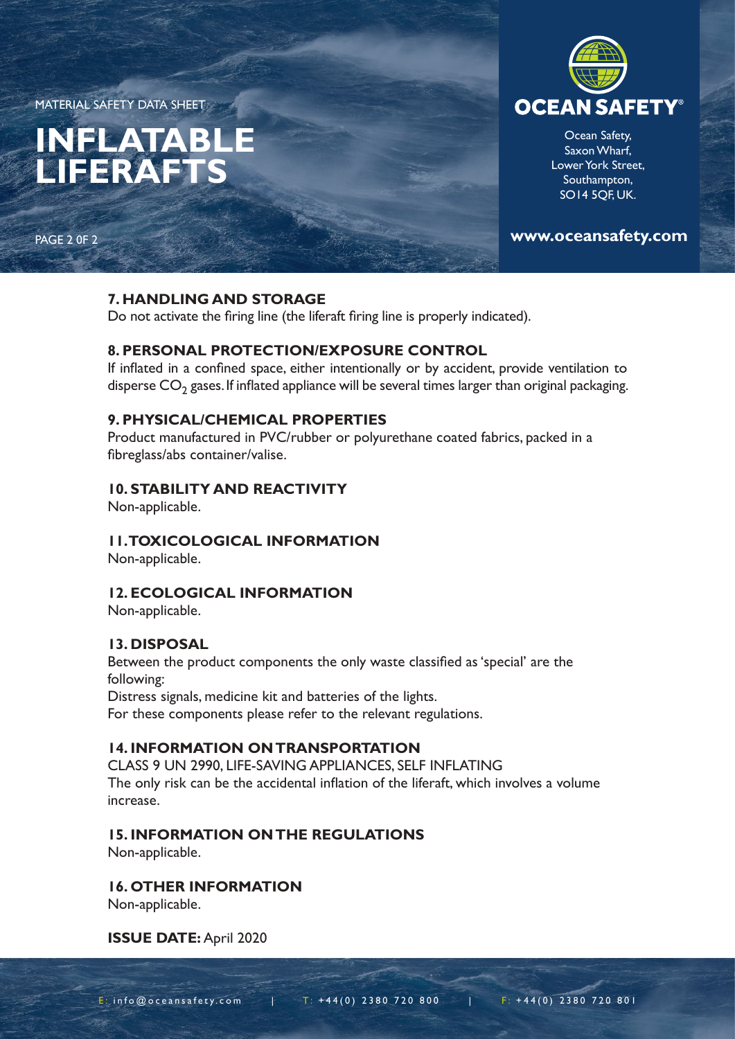MATERIAL SAFETY DATA SHEET

# INFLATABLE LIFERAFTS

**OCEAN SAFETY®**

Ocean Safety,
Saxon Wharf,
Lower York Street,
Southampton,
SO14 5QF, UK.

**www.oceansafety.com**

## 7. HANDLING AND STORAGE

Do not activate the firing line (the liferaft firing line is properly indicated).

## 8. PERSONAL PROTECTION/EXPOSURE CONTROL

If inflated in a confined space, either intentionally or by accident, provide ventilation to disperse $CO_2$ gases. If inflated appliance will be several times larger than original packaging.

## 9. PHYSICAL/CHEMICAL PROPERTIES

Product manufactured in PVC/rubber or polyurethane coated fabrics, packed in a fibreglass/abs container/valise.

## 10. STABILITY AND REACTIVITY

Non-applicable.

## 11. TOXICOLOGICAL INFORMATION

Non-applicable.

## 12. ECOLOGICAL INFORMATION

Non-applicable.

## 13. DISPOSAL

Between the product components the only waste classified as 'special' are the following:
Distress signals, medicine kit and batteries of the lights.
For these components please refer to the relevant regulations.

## 14. INFORMATION ON TRANSPORTATION

CLASS 9 UN 2990, LIFE-SAVING APPLIANCES, SELF INFLATING
The only risk can be the accidental inflation of the liferaft, which involves a volume increase.

## 15. INFORMATION ON THE REGULATIONS

Non-applicable.

## 16. OTHER INFORMATION

Non-applicable.

**ISSUE DATE:** April 2020

E: info@oceansafety.com | T: +44(0) 2380 720 800 | F: +44(0) 2380 720 801